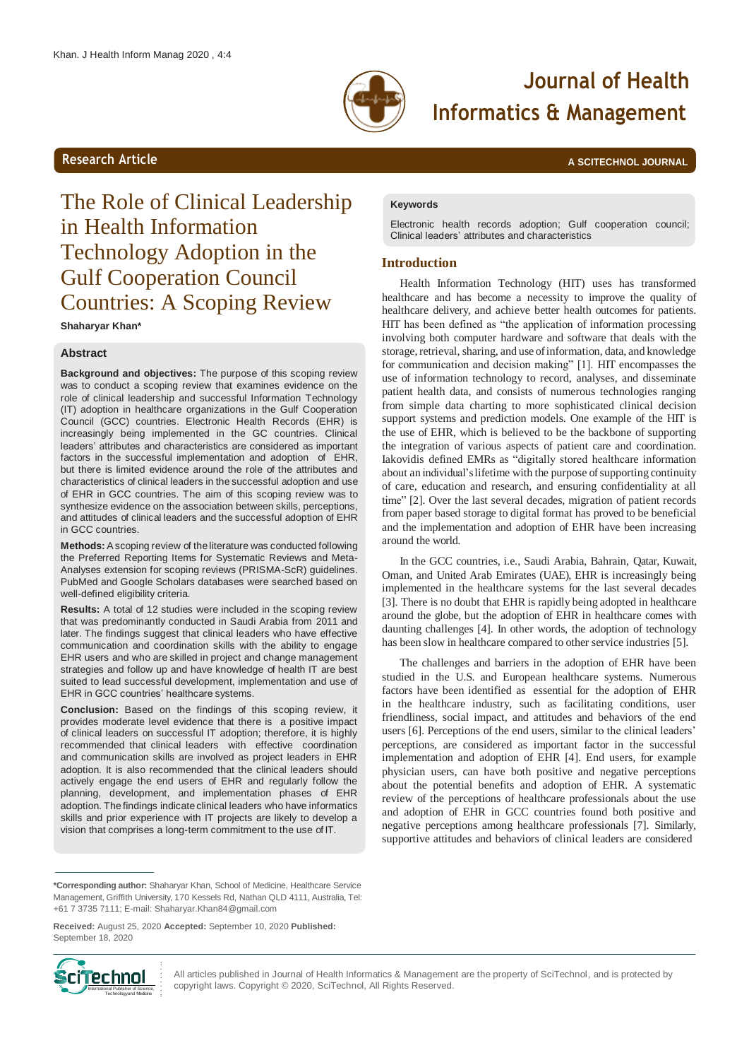Research Article

# The Role of Clinical Leadership in Health Information Technology Adoption in the Gulf Cooperation Council Countries: A Scoping Review

**Shaharyar Khan***

## Abstract

**Background and objectives:** The purpose of this scoping review was to conduct a scoping review that examines evidence on the role of clinical leadership and successful Information Technology (IT) adoption in healthcare organizations in the Gulf Cooperation Council (GCC) countries. Electronic Health Records (EHR) is increasingly being implemented in the GC countries. Clinical leaders' attributes and characteristics are considered as important factors in the successful implementation and adoption of EHR, but there is limited evidence around the role of the attributes and characteristics of clinical leaders in the successful adoption and use of EHR in GCC countries. The aim of this scoping review was to synthesize evidence on the association between skills, perceptions, and attitudes of clinical leaders and the successful adoption of EHR in GCC countries.

**Methods:** A scoping review of the literature was conducted following the Preferred Reporting Items for Systematic Reviews and Meta-Analyses extension for scoping reviews (PRISMA-ScR) guidelines. PubMed and Google Scholars databases were searched based on well-defined eligibility criteria.

**Results:** A total of 12 studies were included in the scoping review that was predominantly conducted in Saudi Arabia from 2011 and later. The findings suggest that clinical leaders who have effective communication and coordination skills with the ability to engage EHR users and who are skilled in project and change management strategies and follow up and have knowledge of health IT are best suited to lead successful development, implementation and use of EHR in GCC countries' healthcare systems.

**Conclusion:** Based on the findings of this scoping review, it provides moderate level evidence that there is a positive impact of clinical leaders on successful IT adoption; therefore, it is highly recommended that clinical leaders with effective coordination and communication skills are involved as project leaders in EHR adoption. It is also recommended that the clinical leaders should actively engage the end users of EHR and regularly follow the planning, development, and implementation phases of EHR adoption. The findings indicate clinical leaders who have informatics skills and prior experience with IT projects are likely to develop a vision that comprises a long-term commitment to the use of IT.

**Keywords**

Electronic health records adoption; Gulf cooperation council; Clinical leaders' attributes and characteristics

## Introduction

Health Information Technology (HIT) uses has transformed healthcare and has become a necessity to improve the quality of healthcare delivery, and achieve better health outcomes for patients. HIT has been defined as "the application of information processing involving both computer hardware and software that deals with the storage, retrieval, sharing, and use of information, data, and knowledge for communication and decision making" [1]. HIT encompasses the use of information technology to record, analyses, and disseminate patient health data, and consists of numerous technologies ranging from simple data charting to more sophisticated clinical decision support systems and prediction models. One example of the HIT is the use of EHR, which is believed to be the backbone of supporting the integration of various aspects of patient care and coordination. Iakovidis defined EMRs as "digitally stored healthcare information about an individual's lifetime with the purpose of supporting continuity of care, education and research, and ensuring confidentiality at all time" [2]. Over the last several decades, migration of patient records from paper based storage to digital format has proved to be beneficial and the implementation and adoption of EHR have been increasing around the world.

In the GCC countries, i.e., Saudi Arabia, Bahrain, Qatar, Kuwait, Oman, and United Arab Emirates (UAE), EHR is increasingly being implemented in the healthcare systems for the last several decades [3]. There is no doubt that EHR is rapidly being adopted in healthcare around the globe, but the adoption of EHR in healthcare comes with daunting challenges [4]. In other words, the adoption of technology has been slow in healthcare compared to other service industries [5].

The challenges and barriers in the adoption of EHR have been studied in the U.S. and European healthcare systems. Numerous factors have been identified as essential for the adoption of EHR in the healthcare industry, such as facilitating conditions, user friendliness, social impact, and attitudes and behaviors of the end users [6]. Perceptions of the end users, similar to the clinical leaders' perceptions, are considered as important factor in the successful implementation and adoption of EHR [4]. End users, for example physician users, can have both positive and negative perceptions about the potential benefits and adoption of EHR. A systematic review of the perceptions of healthcare professionals about the use and adoption of EHR in GCC countries found both positive and negative perceptions among healthcare professionals [7]. Similarly, supportive attitudes and behaviors of clinical leaders are considered

---

***Corresponding author:** Shaharyar Khan, School of Medicine, Healthcare Service Management, Griffith University, 170 Kessels Rd, Nathan QLD 4111, Australia, Tel: +61 7 3735 7111; E-mail: Shaharyar.Khan84@gmail.com

**Received:** August 25, 2020 **Accepted:** September 10, 2020 **Published:** September 18, 2020

All articles published in Journal of Health Informatics & Management are the property of SciTechnol, and is protected by copyright laws. Copyright © 2020, SciTechnol, All Rights Reserved.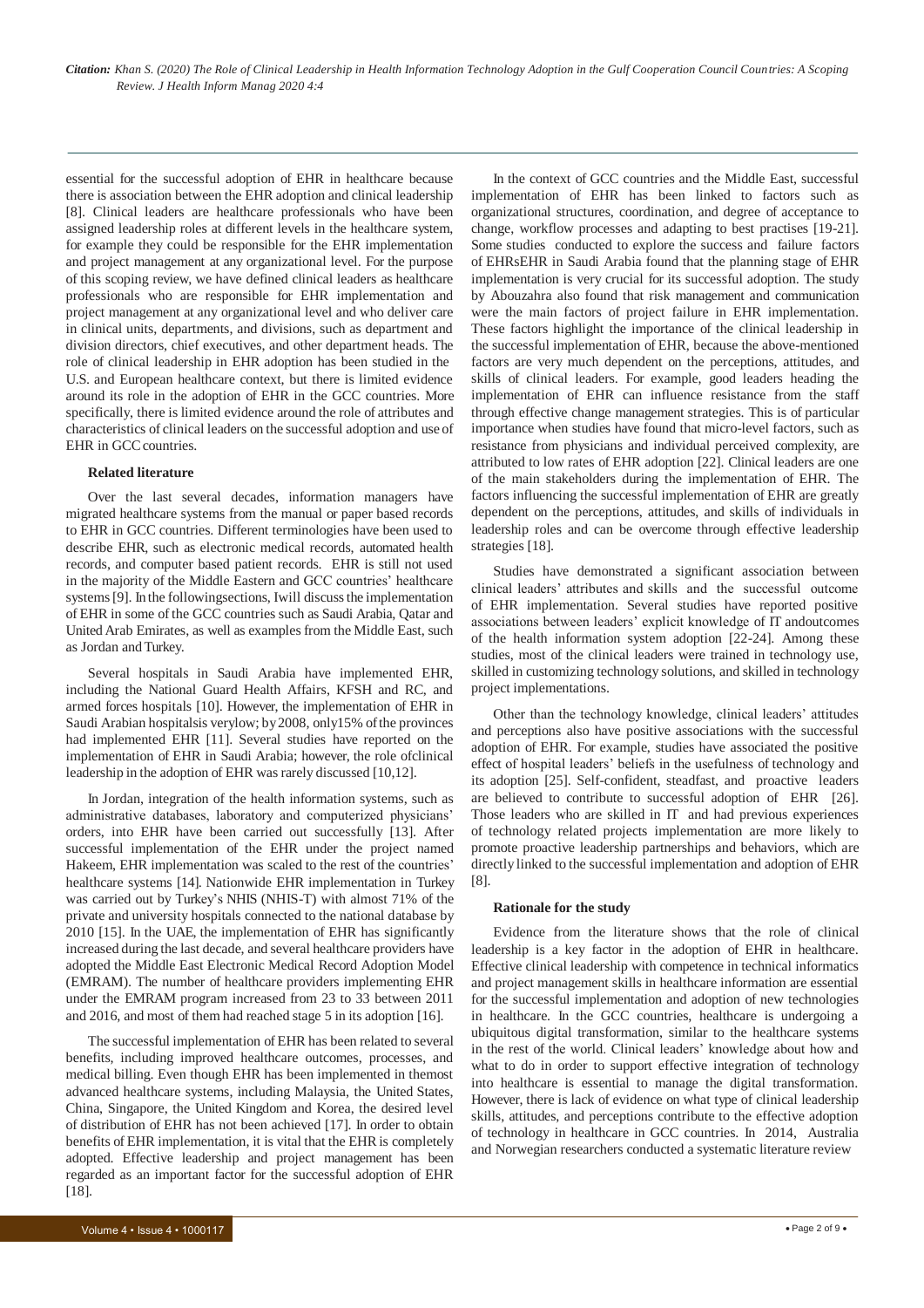essential for the successful adoption of EHR in healthcare because there is association between the EHR adoption and clinical leadership [8]. Clinical leaders are healthcare professionals who have been assigned leadership roles at different levels in the healthcare system, for example they could be responsible for the EHR implementation and project management at any organizational level. For the purpose of this scoping review, we have defined clinical leaders as healthcare professionals who are responsible for EHR implementation and project management at any organizational level and who deliver care in clinical units, departments, and divisions, such as department and division directors, chief executives, and other department heads. The role of clinical leadership in EHR adoption has been studied in the U.S. and European healthcare context, but there is limited evidence around its role in the adoption of EHR in the GCC countries. More specifically, there is limited evidence around the role of attributes and characteristics of clinical leaders on the successful adoption and use of EHR in GCC countries.

**Related literature**

Over the last several decades, information managers have migrated healthcare systems from the manual or paper based records to EHR in GCC countries. Different terminologies have been used to describe EHR, such as electronic medical records, automated health records, and computer based patient records. EHR is still not used in the majority of the Middle Eastern and GCC countries' healthcare systems [9]. In the followingsections, Iwill discuss the implementation of EHR in some of the GCC countries such as Saudi Arabia, Qatar and United Arab Emirates, as well as examples from the Middle East, such as Jordan and Turkey.

Several hospitals in Saudi Arabia have implemented EHR, including the National Guard Health Affairs, KFSH and RC, and armed forces hospitals [10]. However, the implementation of EHR in Saudi Arabian hospitalsis verylow; by 2008, only15% of the provinces had implemented EHR [11]. Several studies have reported on the implementation of EHR in Saudi Arabia; however, the role ofclinical leadership in the adoption of EHR was rarely discussed [10,12].

In Jordan, integration of the health information systems, such as administrative databases, laboratory and computerized physicians' orders, into EHR have been carried out successfully [13]. After successful implementation of the EHR under the project named Hakeem, EHR implementation was scaled to the rest of the countries' healthcare systems [14]. Nationwide EHR implementation in Turkey was carried out by Turkey's NHIS (NHIS-T) with almost 71% of the private and university hospitals connected to the national database by 2010 [15]. In the UAE, the implementation of EHR has significantly increased during the last decade, and several healthcare providers have adopted the Middle East Electronic Medical Record Adoption Model (EMRAM). The number of healthcare providers implementing EHR under the EMRAM program increased from 23 to 33 between 2011 and 2016, and most of them had reached stage 5 in its adoption [16].

The successful implementation of EHR has been related to several benefits, including improved healthcare outcomes, processes, and medical billing. Even though EHR has been implemented in themost advanced healthcare systems, including Malaysia, the United States, China, Singapore, the United Kingdom and Korea, the desired level of distribution of EHR has not been achieved [17]. In order to obtain benefits of EHR implementation, it is vital that the EHR is completely adopted. Effective leadership and project management has been regarded as an important factor for the successful adoption of EHR [18].

In the context of GCC countries and the Middle East, successful implementation of EHR has been linked to factors such as organizational structures, coordination, and degree of acceptance to change, workflow processes and adapting to best practises [19-21]. Some studies conducted to explore the success and failure factors of EHRsEHR in Saudi Arabia found that the planning stage of EHR implementation is very crucial for its successful adoption. The study by Abouzahra also found that risk management and communication were the main factors of project failure in EHR implementation. These factors highlight the importance of the clinical leadership in the successful implementation of EHR, because the above-mentioned factors are very much dependent on the perceptions, attitudes, and skills of clinical leaders. For example, good leaders heading the implementation of EHR can influence resistance from the staff through effective change management strategies. This is of particular importance when studies have found that micro-level factors, such as resistance from physicians and individual perceived complexity, are attributed to low rates of EHR adoption [22]. Clinical leaders are one of the main stakeholders during the implementation of EHR. The factors influencing the successful implementation of EHR are greatly dependent on the perceptions, attitudes, and skills of individuals in leadership roles and can be overcome through effective leadership strategies [18].

Studies have demonstrated a significant association between clinical leaders' attributes and skills and the successful outcome of EHR implementation. Several studies have reported positive associations between leaders' explicit knowledge of IT andoutcomes of the health information system adoption [22-24]. Among these studies, most of the clinical leaders were trained in technology use, skilled in customizing technology solutions, and skilled in technology project implementations.

Other than the technology knowledge, clinical leaders' attitudes and perceptions also have positive associations with the successful adoption of EHR. For example, studies have associated the positive effect of hospital leaders' beliefs in the usefulness of technology and its adoption [25]. Self-confident, steadfast, and proactive leaders are believed to contribute to successful adoption of EHR [26]. Those leaders who are skilled in IT and had previous experiences of technology related projects implementation are more likely to promote proactive leadership partnerships and behaviors, which are directly linked to the successful implementation and adoption of EHR [8].

**Rationale for the study**

Evidence from the literature shows that the role of clinical leadership is a key factor in the adoption of EHR in healthcare. Effective clinical leadership with competence in technical informatics and project management skills in healthcare information are essential for the successful implementation and adoption of new technologies in healthcare. In the GCC countries, healthcare is undergoing a ubiquitous digital transformation, similar to the healthcare systems in the rest of the world. Clinical leaders' knowledge about how and what to do in order to support effective integration of technology into healthcare is essential to manage the digital transformation. However, there is lack of evidence on what type of clinical leadership skills, attitudes, and perceptions contribute to the effective adoption of technology in healthcare in GCC countries. In 2014, Australia and Norwegian researchers conducted a systematic literature review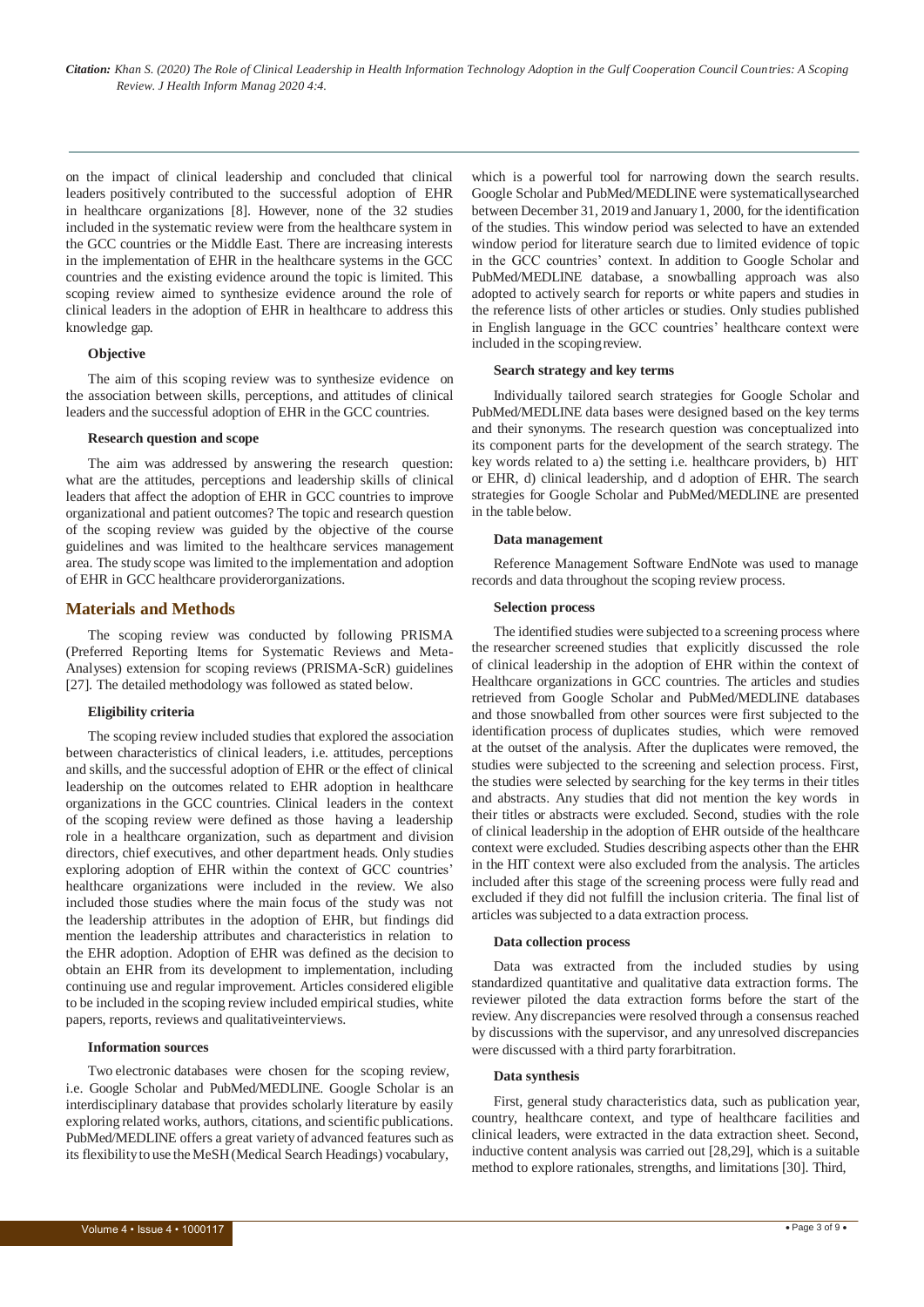on the impact of clinical leadership and concluded that clinical leaders positively contributed to the successful adoption of EHR in healthcare organizations [8]. However, none of the 32 studies included in the systematic review were from the healthcare system in the GCC countries or the Middle East. There are increasing interests in the implementation of EHR in the healthcare systems in the GCC countries and the existing evidence around the topic is limited. This scoping review aimed to synthesize evidence around the role of clinical leaders in the adoption of EHR in healthcare to address this knowledge gap.

### Objective

The aim of this scoping review was to synthesize evidence on the association between skills, perceptions, and attitudes of clinical leaders and the successful adoption of EHR in the GCC countries.

### Research question and scope

The aim was addressed by answering the research question: what are the attitudes, perceptions and leadership skills of clinical leaders that affect the adoption of EHR in GCC countries to improve organizational and patient outcomes? The topic and research question of the scoping review was guided by the objective of the course guidelines and was limited to the healthcare services management area. The study scope was limited to the implementation and adoption of EHR in GCC healthcare providerorganizations.

## Materials and Methods

The scoping review was conducted by following PRISMA (Preferred Reporting Items for Systematic Reviews and Meta-Analyses) extension for scoping reviews (PRISMA-ScR) guidelines [27]. The detailed methodology was followed as stated below.

### Eligibility criteria

The scoping review included studies that explored the association between characteristics of clinical leaders, i.e. attitudes, perceptions and skills, and the successful adoption of EHR or the effect of clinical leadership on the outcomes related to EHR adoption in healthcare organizations in the GCC countries. Clinical leaders in the context of the scoping review were defined as those having a leadership role in a healthcare organization, such as department and division directors, chief executives, and other department heads. Only studies exploring adoption of EHR within the context of GCC countries' healthcare organizations were included in the review. We also included those studies where the main focus of the study was not the leadership attributes in the adoption of EHR, but findings did mention the leadership attributes and characteristics in relation to the EHR adoption. Adoption of EHR was defined as the decision to obtain an EHR from its development to implementation, including continuing use and regular improvement. Articles considered eligible to be included in the scoping review included empirical studies, white papers, reports, reviews and qualitativeinterviews.

### Information sources

Two electronic databases were chosen for the scoping review, i.e. Google Scholar and PubMed/MEDLINE. Google Scholar is an interdisciplinary database that provides scholarly literature by easily exploring related works, authors, citations, and scientific publications. PubMed/MEDLINE offers a great variety of advanced features such as its flexibility to use the MeSH (Medical Search Headings) vocabulary, which is a powerful tool for narrowing down the search results. Google Scholar and PubMed/MEDLINE were systematicallysearched between December 31, 2019 and January 1, 2000, for the identification of the studies. This window period was selected to have an extended window period for literature search due to limited evidence of topic in the GCC countries' context. In addition to Google Scholar and PubMed/MEDLINE database, a snowballing approach was also adopted to actively search for reports or white papers and studies in the reference lists of other articles or studies. Only studies published in English language in the GCC countries' healthcare context were included in the scopingreview.

### Search strategy and key terms

Individually tailored search strategies for Google Scholar and PubMed/MEDLINE data bases were designed based on the key terms and their synonyms. The research question was conceptualized into its component parts for the development of the search strategy. The key words related to a) the setting i.e. healthcare providers, b) HIT or EHR, d) clinical leadership, and d adoption of EHR. The search strategies for Google Scholar and PubMed/MEDLINE are presented in the table below.

### Data management

Reference Management Software EndNote was used to manage records and data throughout the scoping review process.

### Selection process

The identified studies were subjected to a screening process where the researcher screened studies that explicitly discussed the role of clinical leadership in the adoption of EHR within the context of Healthcare organizations in GCC countries. The articles and studies retrieved from Google Scholar and PubMed/MEDLINE databases and those snowballed from other sources were first subjected to the identification process of duplicates studies, which were removed at the outset of the analysis. After the duplicates were removed, the studies were subjected to the screening and selection process. First, the studies were selected by searching for the key terms in their titles and abstracts. Any studies that did not mention the key words in their titles or abstracts were excluded. Second, studies with the role of clinical leadership in the adoption of EHR outside of the healthcare context were excluded. Studies describing aspects other than the EHR in the HIT context were also excluded from the analysis. The articles included after this stage of the screening process were fully read and excluded if they did not fulfill the inclusion criteria. The final list of articles was subjected to a data extraction process.

### Data collection process

Data was extracted from the included studies by using standardized quantitative and qualitative data extraction forms. The reviewer piloted the data extraction forms before the start of the review. Any discrepancies were resolved through a consensus reached by discussions with the supervisor, and any unresolved discrepancies were discussed with a third party forarbitration.

### Data synthesis

First, general study characteristics data, such as publication year, country, healthcare context, and type of healthcare facilities and clinical leaders, were extracted in the data extraction sheet. Second, inductive content analysis was carried out [28,29], which is a suitable method to explore rationales, strengths, and limitations [30]. Third,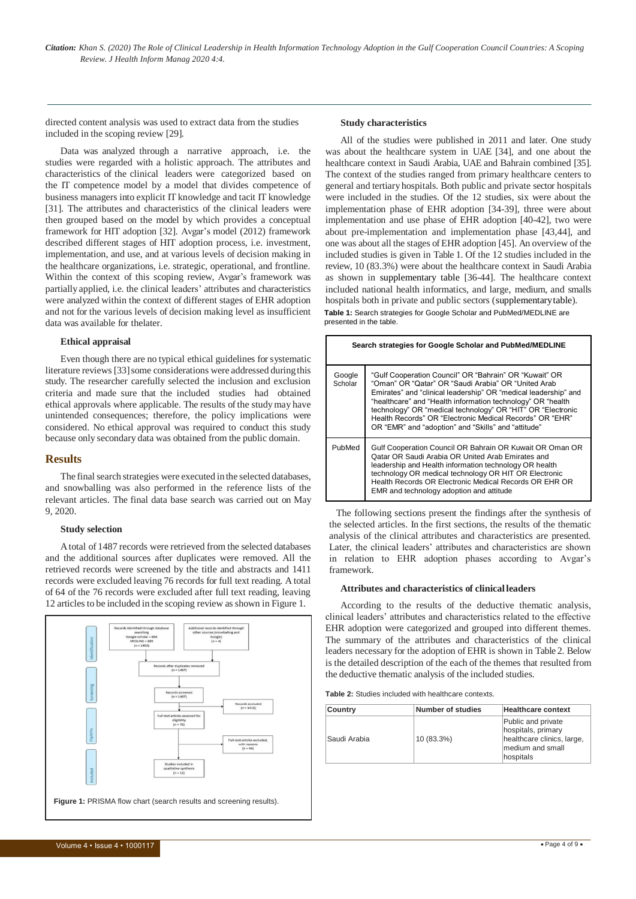directed content analysis was used to extract data from the studies included in the scoping review [29].

Data was analyzed through a narrative approach, i.e. the studies were regarded with a holistic approach. The attributes and characteristics of the clinical leaders were categorized based on the IT competence model by a model that divides competence of business managers into explicit IT knowledge and tacit IT knowledge [31]. The attributes and characteristics of the clinical leaders were then grouped based on the model by which provides a conceptual framework for HIT adoption [32]. Avgar's model (2012) framework described different stages of HIT adoption process, i.e. investment, implementation, and use, and at various levels of decision making in the healthcare organizations, i.e. strategic, operational, and frontline. Within the context of this scoping review, Avgar's framework was partially applied, i.e. the clinical leaders' attributes and characteristics were analyzed within the context of different stages of EHR adoption and not for the various levels of decision making level as insufficient data was available for thelater.

### Ethical appraisal

Even though there are no typical ethical guidelines for systematic literature reviews [33] some considerations were addressed during this study. The researcher carefully selected the inclusion and exclusion criteria and made sure that the included studies had obtained ethical approvals where applicable. The results of the study may have unintended consequences; therefore, the policy implications were considered. No ethical approval was required to conduct this study because only secondary data was obtained from the public domain.

## Results

The final search strategies were executed in the selected databases, and snowballing was also performed in the reference lists of the relevant articles. The final data base search was carried out on May 9, 2020.

### Study selection

A total of 1487 records were retrieved from the selected databases and the additional sources after duplicates were removed. All the retrieved records were screened by the title and abstracts and 1411 records were excluded leaving 76 records for full text reading. A total of 64 of the 76 records were excluded after full text reading, leaving 12 articles to be included in the scoping review as shown in Figure 1.

Identification: Records identified through database searching Google scholar = 604 MEDLINE = 889 (n = 1493); Additional records identified through other sources (snowballing and Google) (n = 4)

Records after duplicates removed (n = 1487)

Screening: Records screened (n = 1487) → Records excluded (n = 1411)

Eligibility: Full-text articles assessed for eligibility (n = 76) → Full-text articles excluded, with reasons (n = 64)

Included: Studies included in qualitative synthesis (n = 12)

**Figure 1:** PRISMA flow chart (search results and screening results).

### Study characteristics

All of the studies were published in 2011 and later. One study was about the healthcare system in UAE [34], and one about the healthcare context in Saudi Arabia, UAE and Bahrain combined [35]. The context of the studies ranged from primary healthcare centers to general and tertiary hospitals. Both public and private sector hospitals were included in the studies. Of the 12 studies, six were about the implementation phase of EHR adoption [34-39], three were about implementation and use phase of EHR adoption [40-42], two were about pre-implementation and implementation phase [43,44], and one was about all the stages of EHR adoption [45]. An overview of the included studies is given in Table 1. Of the 12 studies included in the review, 10 (83.3%) were about the healthcare context in Saudi Arabia as shown in supplementary table [36-44]. The healthcare context included national health informatics, and large, medium, and smalls hospitals both in private and public sectors (supplementary table).

**Table 1:** Search strategies for Google Scholar and PubMed/MEDLINE are presented in the table.

| Search strategies for Google Scholar and PubMed/MEDLINE | |
|---|---|
| Google Scholar | "Gulf Cooperation Council" OR "Bahrain" OR "Kuwait" OR "Oman" OR "Qatar" OR "Saudi Arabia" OR "United Arab Emirates" and "clinical leadership" OR "medical leadership" and "healthcare" and "Health information technology" OR "health technology" OR "medical technology" OR "HIT" OR "Electronic Health Records" OR "Electronic Medical Records" OR "EHR" OR "EMR" and "adoption" and "Skills" and "attitude" |
| PubMed | Gulf Cooperation Council OR Bahrain OR Kuwait OR Oman OR Qatar OR Saudi Arabia OR United Arab Emirates and leadership and Health information technology OR health technology OR medical technology OR HIT OR Electronic Health Records OR Electronic Medical Records OR EHR OR EMR and technology adoption and attitude |

The following sections present the findings after the synthesis of the selected articles. In the first sections, the results of the thematic analysis of the clinical attributes and characteristics are presented. Later, the clinical leaders' attributes and characteristics are shown in relation to EHR adoption phases according to Avgar's framework.

### Attributes and characteristics of clinical leaders

According to the results of the deductive thematic analysis, clinical leaders' attributes and characteristics related to the effective EHR adoption were categorized and grouped into different themes. The summary of the attributes and characteristics of the clinical leaders necessary for the adoption of EHR is shown in Table 2. Below is the detailed description of the each of the themes that resulted from the deductive thematic analysis of the included studies.

**Table 2:** Studies included with healthcare contexts.

| Country | Number of studies | Healthcare context |
|---|---|---|
| Saudi Arabia | 10 (83.3%) | Public and private hospitals, primary healthcare clinics, large, medium and small hospitals |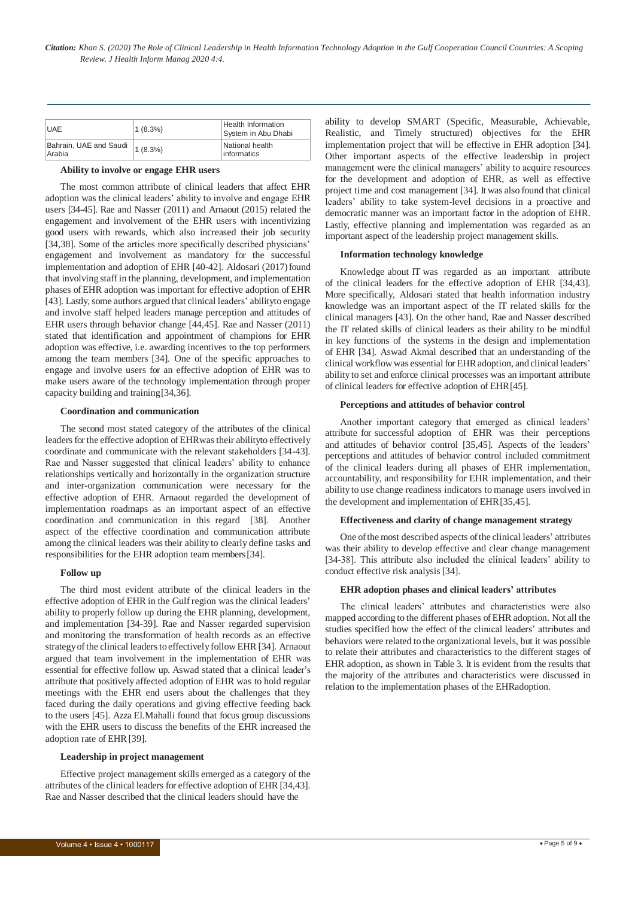| UAE | 1 (8.3%) | Health Information System in Abu Dhabi |
|---|---|---|
| Bahrain, UAE and Saudi Arabia | 1 (8.3%) | National health informatics |

**Ability to involve or engage EHR users**

The most common attribute of clinical leaders that affect EHR adoption was the clinical leaders' ability to involve and engage EHR users [34-45]. Rae and Nasser (2011) and Arnaout (2015) related the engagement and involvement of the EHR users with incentivizing good users with rewards, which also increased their job security [34,38]. Some of the articles more specifically described physicians' engagement and involvement as mandatory for the successful implementation and adoption of EHR [40-42]. Aldosari (2017) found that involving staff in the planning, development, and implementation phases of EHR adoption was important for effective adoption of EHR [43]. Lastly, some authors argued that clinical leaders' abilityto engage and involve staff helped leaders manage perception and attitudes of EHR users through behavior change [44,45]. Rae and Nasser (2011) stated that identification and appointment of champions for EHR adoption was effective, i.e. awarding incentives to the top performers among the team members [34]. One of the specific approaches to engage and involve users for an effective adoption of EHR was to make users aware of the technology implementation through proper capacity building and training[34,36].

**Coordination and communication**

The second most stated category of the attributes of the clinical leaders for the effective adoption of EHRwas their abilityto effectively coordinate and communicate with the relevant stakeholders [34-43]. Rae and Nasser suggested that clinical leaders' ability to enhance relationships vertically and horizontally in the organization structure and inter-organization communication were necessary for the effective adoption of EHR. Arnaout regarded the development of implementation roadmaps as an important aspect of an effective coordination and communication in this regard [38]. Another aspect of the effective coordination and communication attribute among the clinical leaders was their ability to clearly define tasks and responsibilities for the EHR adoption team members[34].

**Follow up**

The third most evident attribute of the clinical leaders in the effective adoption of EHR in the Gulf region was the clinical leaders' ability to properly follow up during the EHR planning, development, and implementation [34-39]. Rae and Nasser regarded supervision and monitoring the transformation of health records as an effective strategyof the clinical leaders to effectively follow EHR [34]. Arnaout argued that team involvement in the implementation of EHR was essential for effective follow up. Aswad stated that a clinical leader's attribute that positively affected adoption of EHR was to hold regular meetings with the EHR end users about the challenges that they faced during the daily operations and giving effective feeding back to the users [45]. Azza El.Mahalli found that focus group discussions with the EHR users to discuss the benefits of the EHR increased the adoption rate of EHR [39].

**Leadership in project management**

Effective project management skills emerged as a category of the attributes of the clinical leaders for effective adoption of EHR [34,43]. Rae and Nasser described that the clinical leaders should have the ability to develop SMART (Specific, Measurable, Achievable, Realistic, and Timely structured) objectives for the EHR implementation project that will be effective in EHR adoption [34]. Other important aspects of the effective leadership in project management were the clinical managers' ability to acquire resources for the development and adoption of EHR, as well as effective project time and cost management [34]. It was also found that clinical leaders' ability to take system-level decisions in a proactive and democratic manner was an important factor in the adoption of EHR. Lastly, effective planning and implementation was regarded as an important aspect of the leadership project management skills.

**Information technology knowledge**

Knowledge about IT was regarded as an important attribute of the clinical leaders for the effective adoption of EHR [34,43]. More specifically, Aldosari stated that health information industry knowledge was an important aspect of the IT related skills for the clinical managers [43]. On the other hand, Rae and Nasser described the IT related skills of clinical leaders as their ability to be mindful in key functions of the systems in the design and implementation of EHR [34]. Aswad Akmal described that an understanding of the clinical workflow was essential for EHR adoption, and clinical leaders' ability to set and enforce clinical processes was an important attribute of clinical leaders for effective adoption of EHR[45].

**Perceptions and attitudes of behavior control**

Another important category that emerged as clinical leaders' attribute for successful adoption of EHR was their perceptions and attitudes of behavior control [35,45]. Aspects of the leaders' perceptions and attitudes of behavior control included commitment of the clinical leaders during all phases of EHR implementation, accountability, and responsibility for EHR implementation, and their ability to use change readiness indicators to manage users involved in the development and implementation of EHR[35,45].

**Effectiveness and clarity of change management strategy**

One of the most described aspects of the clinical leaders' attributes was their ability to develop effective and clear change management [34-38]. This attribute also included the clinical leaders' ability to conduct effective risk analysis [34].

**EHR adoption phases and clinical leaders' attributes**

The clinical leaders' attributes and characteristics were also mapped according to the different phases of EHR adoption. Not all the studies specified how the effect of the clinical leaders' attributes and behaviors were related to the organizational levels, but it was possible to relate their attributes and characteristics to the different stages of EHR adoption, as shown in Table 3. It is evident from the results that the majority of the attributes and characteristics were discussed in relation to the implementation phases of the EHRadoption.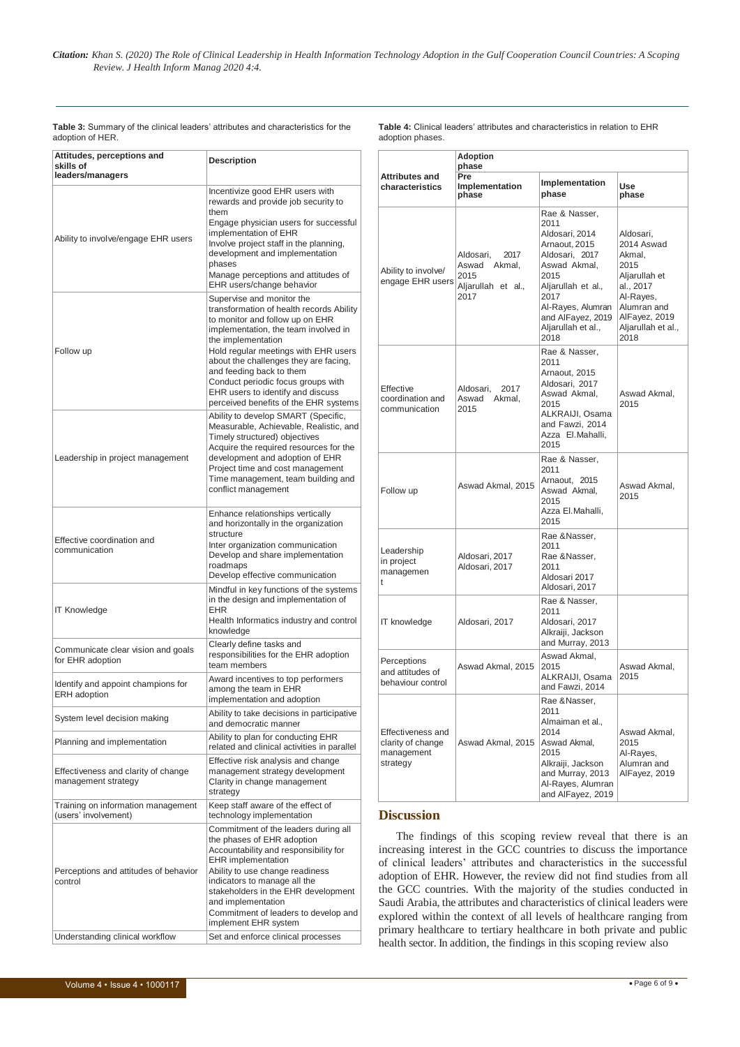**Table 3:** Summary of the clinical leaders' attributes and characteristics for the adoption of HER.

| Attitudes, perceptions and skills of leaders/managers | Description |
|---|---|
| Ability to involve/engage EHR users | Incentivize good EHR users with rewards and provide job security to them<br>Engage physician users for successful implementation of EHR<br>Involve project staff in the planning, development and implementation phases<br>Manage perceptions and attitudes of EHR users/change behavior |
| Follow up | Supervise and monitor the transformation of health records Ability to monitor and follow up on EHR implementation, the team involved in the implementation<br>Hold regular meetings with EHR users about the challenges they are facing, and feeding back to them<br>Conduct periodic focus groups with EHR users to identify and discuss perceived benefits of the EHR systems |
| Leadership in project management | Ability to develop SMART (Specific, Measurable, Achievable, Realistic, and Timely structured) objectives<br>Acquire the required resources for the development and adoption of EHR<br>Project time and cost management<br>Time management, team building and conflict management |
| Effective coordination and communication | Enhance relationships vertically and horizontally in the organization structure<br>Inter organization communication<br>Develop and share implementation roadmaps<br>Develop effective communication |
| IT Knowledge | Mindful in key functions of the systems in the design and implementation of EHR<br>Health Informatics industry and control knowledge |
| Communicate clear vision and goals for EHR adoption | Clearly define tasks and responsibilities for the EHR adoption team members |
| Identify and appoint champions for ERH adoption | Award incentives to top performers among the team in EHR implementation and adoption |
| System level decision making | Ability to take decisions in participative and democratic manner |
| Planning and implementation | Ability to plan for conducting EHR related and clinical activities in parallel |
| Effectiveness and clarity of change management strategy | Effective risk analysis and change management strategy development<br>Clarity in change management strategy |
| Training on information management (users' involvement) | Keep staff aware of the effect of technology implementation |
| Perceptions and attitudes of behavior control | Commitment of the leaders during all the phases of EHR adoption<br>Accountability and responsibility for EHR implementation<br>Ability to use change readiness indicators to manage all the stakeholders in the EHR development and implementation<br>Commitment of leaders to develop and implement EHR system |
| Understanding clinical workflow | Set and enforce clinical processes |

**Table 4:** Clinical leaders' attributes and characteristics in relation to EHR adoption phases.

| Attributes and characteristics | Adoption phase<br>Pre Implementation phase | Implementation phase | Use phase |
|---|---|---|---|
| Ability to involve/ engage EHR users | Aldosari, 2017<br>Aswad Akmal, 2015<br>Aljarullah et al., 2017 | Rae & Nasser, 2011<br>Aldosari, 2014<br>Arnaout, 2015<br>Aldosari, 2017<br>Aswad Akmal, 2015<br>Aljarullah et al., 2017<br>Al-Rayes, Alumran and AlFayez, 2019<br>Aljarullah et al., 2018 | Aldosari, 2014 Aswad Akmal, 2015<br>Aljarullah et al., 2017<br>Al-Rayes, Alumran and AlFayez, 2019<br>Aljarullah et al., 2018 |
| Effective coordination and communication | Aldosari, 2017<br>Aswad Akmal, 2015 | Rae & Nasser, 2011<br>Arnaout, 2015<br>Aldosari, 2017<br>Aswad Akmal, 2015<br>ALKRAIJI, Osama and Fawzi, 2014<br>Azza El.Mahalli, 2015 | Aswad Akmal, 2015 |
| Follow up | Aswad Akmal, 2015 | Rae & Nasser, 2011<br>Arnaout, 2015<br>Aswad Akmal, 2015<br>Azza El.Mahalli, 2015 | Aswad Akmal, 2015 |
| Leadership in project management | Aldosari, 2017<br>Aldosari, 2017 | Rae &Nasser, 2011<br>Rae &Nasser, 2011<br>Aldosari 2017<br>Aldosari, 2017 | |
| IT knowledge | Aldosari, 2017 | Rae & Nasser, 2011<br>Aldosari, 2017<br>Alkraiji, Jackson and Murray, 2013 | |
| Perceptions and attitudes of behaviour control | Aswad Akmal, 2015 | Aswad Akmal, 2015<br>ALKRAIJI, Osama and Fawzi, 2014 | Aswad Akmal, 2015 |
| Effectiveness and clarity of change management strategy | Aswad Akmal, 2015 | Rae &Nasser, 2011<br>Almaiman et al., 2014<br>Aswad Akmal, 2015<br>Alkraiji, Jackson and Murray, 2013<br>Al-Rayes, Alumran and AlFayez, 2019 | Aswad Akmal, 2015<br>Al-Rayes, Alumran and AlFayez, 2019 |

## Discussion

The findings of this scoping review reveal that there is an increasing interest in the GCC countries to discuss the importance of clinical leaders' attributes and characteristics in the successful adoption of EHR. However, the review did not find studies from all the GCC countries. With the majority of the studies conducted in Saudi Arabia, the attributes and characteristics of clinical leaders were explored within the context of all levels of healthcare ranging from primary healthcare to tertiary healthcare in both private and public health sector. In addition, the findings in this scoping review also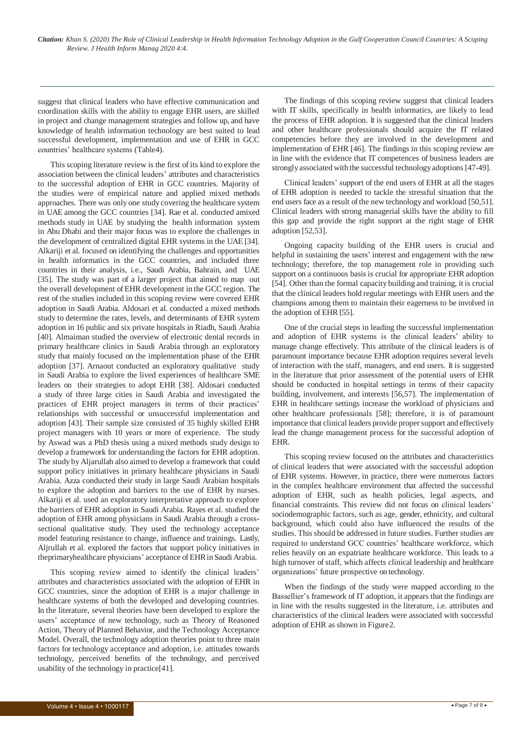suggest that clinical leaders who have effective communication and coordination skills with the ability to engage EHR users, are skilled in project and change management strategies and follow up, and have knowledge of health information technology are best suited to lead successful development, implementation and use of EHR in GCC countries' healthcare systems (Table4).

This scoping literature review is the first of its kind to explore the association between the clinical leaders' attributes and characteristics to the successful adoption of EHR in GCC countries. Majority of the studies were of empirical nature and applied mixed methods approaches. There was only one study covering the healthcare system in UAE among the GCC countries [34]. Rae et al. conducted amixed methods study in UAE by studying the health information system in Abu Dhabi and their major focus was to explore the challenges in the development of centralized digital EHR systems in the UAE [34]. Alkariji et al. focused on identifying the challenges and opportunities in health informatics in the GCC countries, and included three countries in their analysis, i.e., Saudi Arabia, Bahrain, and UAE [35]. The study was part of a larger project that aimed to map out the overall development of EHR development in the GCC region. The rest of the studies included in this scoping review were covered EHR adoption in Saudi Arabia. Aldosari et al. conducted a mixed methods study to determine the rates, levels, and determinants of EHR system adoption in 16 public and six private hospitals in Riadh, Saudi Arabia [40]. Almaiman studied the overview of electronic dental records in primary healthcare clinics in Saudi Arabia through an exploratory study that mainly focused on the implementation phase of the EHR adoption [37]. Arnaout conducted an exploratory qualitative study in Saudi Arabia to explore the lived experiences of healthcare SME leaders on their strategies to adopt EHR [38]. Aldosari conducted a study of three large cities in Saudi Arabia and investigated the practices of EHR project managers in terms of their practices' relationships with successful or unsuccessful implementation and adoption [43]. Their sample size consisted of 35 highly skilled EHR project managers with 10 years or more of experience. The study by Aswad was a PhD thesis using a mixed methods study design to develop a framework for understanding the factors for EHR adoption. The study by Aljarullah also aimed to develop a framework that could support policy initiatives in primary healthcare physicians in Saudi Arabia. Azza conducted their study in large Saudi Arabian hospitals to explore the adoption and barriers to the use of EHR by nurses. Alkariji et al. used an exploratory interpretative approach to explore the barriers of EHR adoption in Saudi Arabia. Rayes et al. studied the adoption of EHR among physicians in Saudi Arabia through a cross-sectional qualitative study. They used the technology acceptance model featuring resistance to change, influence and trainings. Lastly, Aljrullah et al. explored the factors that support policy initiatives in theprimaryhealthcare physicians' acceptance of EHR in Saudi Arabia.

This scoping review aimed to identify the clinical leaders' attributes and characteristics associated with the adoption of EHR in GCC countries, since the adoption of EHR is a major challenge in healthcare systems of both the developed and developing countries. In the literature, several theories have been developed to explore the users' acceptance of new technology, such as Theory of Reasoned Action, Theory of Planned Behavior, and the Technology Acceptance Model. Overall, the technology adoption theories point to three main factors for technology acceptance and adoption, i.e. attitudes towards technology, perceived benefits of the technology, and perceived usability of the technology in practice[41].

The findings of this scoping review suggest that clinical leaders with IT skills, specifically in health informatics, are likely to lead the process of EHR adoption. It is suggested that the clinical leaders and other healthcare professionals should acquire the IT related competencies before they are involved in the development and implementation of EHR [46]. The findings in this scoping review are in line with the evidence that IT competences of business leaders are strongly associated with the successful technology adoptions [47-49].

Clinical leaders' support of the end users of EHR at all the stages of EHR adoption is needed to tackle the stressful situation that the end users face as a result of the new technology and workload [50,51]. Clinical leaders with strong managerial skills have the ability to fill this gap and provide the right support at the right stage of EHR adoption [52,53].

Ongoing capacity building of the EHR users is crucial and helpful in sustaining the users' interest and engagement with the new technology; therefore, the top management role in providing such support on a continuous basis is crucial for appropriate EHR adoption [54]. Other than the formal capacity building and training, it is crucial that the clinical leaders hold regular meetings with EHR users and the champions among them to maintain their eagerness to be involved in the adoption of EHR [55].

One of the crucial steps in leading the successful implementation and adoption of EHR systems is the clinical leaders' ability to manage change effectively. This attribute of the clinical leaders is of paramount importance because EHR adoption requires several levels of interaction with the staff, managers, and end users. It is suggested in the literature that prior assessment of the potential users of EHR should be conducted in hospital settings in terms of their capacity building, involvement, and interests [56,57]. The implementation of EHR in healthcare settings increase the workload of physicians and other healthcare professionals [58]; therefore, it is of paramount importance that clinical leaders provide proper support and effectively lead the change management process for the successful adoption of EHR.

This scoping review focused on the attributes and characteristics of clinical leaders that were associated with the successful adoption of EHR systems. However, in practice, there were numerous factors in the complex healthcare environment that affected the successful adoption of EHR, such as health policies, legal aspects, and financial constraints. This review did not focus on clinical leaders' sociodemographic factors, such as age, gender, ethnicity, and cultural background, which could also have influenced the results of the studies. This should be addressed in future studies. Further studies are required to understand GCC countries' healthcare workforce, which relies heavily on an expatriate healthcare workforce. This leads to a high turnover of staff, which affects clinical leadership and healthcare organizations' future prospective on technology.

When the findings of the study were mapped according to the Bassellier's framework of IT adoption, it appears that the findings are in line with the results suggested in the literature, i.e. attributes and characteristics of the clinical leaders were associated with successful adoption of EHR as shown in Figure2.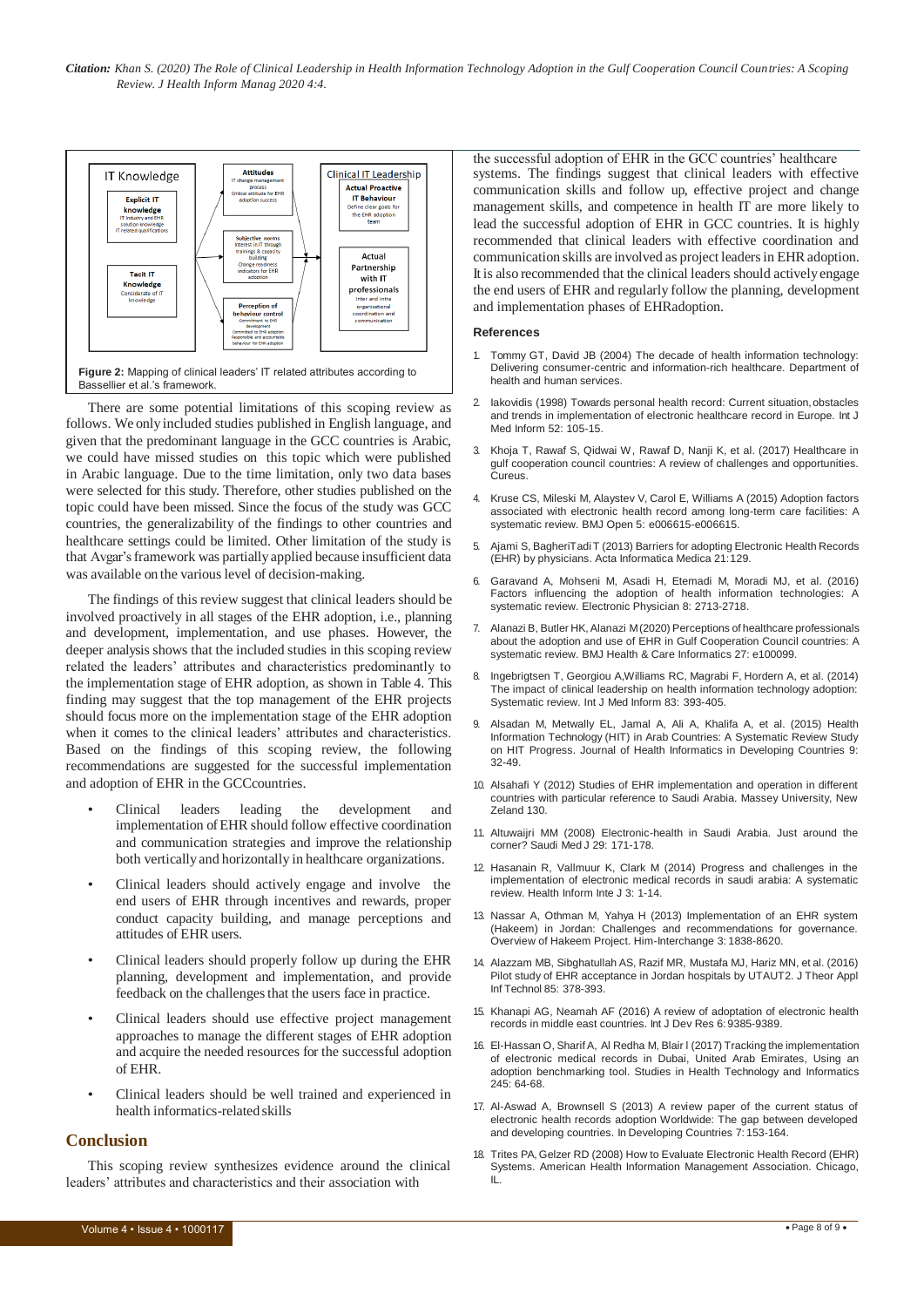**Figure 2:** Mapping of clinical leaders' IT related attributes according to Bassellier et al.'s framework.

There are some potential limitations of this scoping review as follows. We only included studies published in English language, and given that the predominant language in the GCC countries is Arabic, we could have missed studies on this topic which were published in Arabic language. Due to the time limitation, only two data bases were selected for this study. Therefore, other studies published on the topic could have been missed. Since the focus of the study was GCC countries, the generalizability of the findings to other countries and healthcare settings could be limited. Other limitation of the study is that Avgar's framework was partially applied because insufficient data was available on the various level of decision-making.

The findings of this review suggest that clinical leaders should be involved proactively in all stages of the EHR adoption, i.e., planning and development, implementation, and use phases. However, the deeper analysis shows that the included studies in this scoping review related the leaders' attributes and characteristics predominantly to the implementation stage of EHR adoption, as shown in Table 4. This finding may suggest that the top management of the EHR projects should focus more on the implementation stage of the EHR adoption when it comes to the clinical leaders' attributes and characteristics. Based on the findings of this scoping review, the following recommendations are suggested for the successful implementation and adoption of EHR in the GCCcountries.

- Clinical leaders leading the development and implementation of EHR should follow effective coordination and communication strategies and improve the relationship both vertically and horizontally in healthcare organizations.
- Clinical leaders should actively engage and involve the end users of EHR through incentives and rewards, proper conduct capacity building, and manage perceptions and attitudes of EHR users.
- Clinical leaders should properly follow up during the EHR planning, development and implementation, and provide feedback on the challenges that the users face in practice.
- Clinical leaders should use effective project management approaches to manage the different stages of EHR adoption and acquire the needed resources for the successful adoption of EHR.
- Clinical leaders should be well trained and experienced in health informatics-related skills

## Conclusion

This scoping review synthesizes evidence around the clinical leaders' attributes and characteristics and their association with the successful adoption of EHR in the GCC countries' healthcare systems. The findings suggest that clinical leaders with effective communication skills and follow up, effective project and change management skills, and competence in health IT are more likely to lead the successful adoption of EHR in GCC countries. It is highly recommended that clinical leaders with effective coordination and communication skills are involved as project leaders in EHR adoption. It is also recommended that the clinical leaders should actively engage the end users of EHR and regularly follow the planning, development and implementation phases of EHRadoption.

### References

1. Tommy GT, David JB (2004) The decade of health information technology: Delivering consumer-centric and information-rich healthcare. Department of health and human services.
2. Iakovidis (1998) Towards personal health record: Current situation, obstacles and trends in implementation of electronic healthcare record in Europe. Int J Med Inform 52: 105-15.
3. Khoja T, Rawaf S, Qidwai W, Rawaf D, Nanji K, et al. (2017) Healthcare in gulf cooperation council countries: A review of challenges and opportunities. Cureus.
4. Kruse CS, Mileski M, Alaystev V, Carol E, Williams A (2015) Adoption factors associated with electronic health record among long-term care facilities: A systematic review. BMJ Open 5: e006615-e006615.
5. Ajami S, BagheriTadi T (2013) Barriers for adopting Electronic Health Records (EHR) by physicians. Acta Informatica Medica 21:129.
6. Garavand A, Mohseni M, Asadi H, Etemadi M, Moradi MJ, et al. (2016) Factors influencing the adoption of health information technologies: A systematic review. Electronic Physician 8: 2713-2718.
7. Alanazi B, Butler HK, Alanazi M (2020) Perceptions of healthcare professionals about the adoption and use of EHR in Gulf Cooperation Council countries: A systematic review. BMJ Health & Care Informatics 27: e100099.
8. Ingebrigtsen T, Georgiou A, Williams RC, Magrabi F, Hordern A, et al. (2014) The impact of clinical leadership on health information technology adoption: Systematic review. Int J Med Inform 83: 393-405.
9. Alsadan M, Metwally EL, Jamal A, Ali A, Khalifa A, et al. (2015) Health Information Technology (HIT) in Arab Countries: A Systematic Review Study on HIT Progress. Journal of Health Informatics in Developing Countries 9: 32-49.
10. Alsahafi Y (2012) Studies of EHR implementation and operation in different countries with particular reference to Saudi Arabia. Massey University, New Zeland 130.
11. Altuwaijri MM (2008) Electronic-health in Saudi Arabia. Just around the corner? Saudi Med J 29: 171-178.
12. Hasanain R, Vallmuur K, Clark M (2014) Progress and challenges in the implementation of electronic medical records in saudi arabia: A systematic review. Health Inform Inte J 3: 1-14.
13. Nassar A, Othman M, Yahya H (2013) Implementation of an EHR system (Hakeem) in Jordan: Challenges and recommendations for governance. Overview of Hakeem Project. Him-Interchange 3: 1838-8620.
14. Alazzam MB, Sibghatullah AS, Razif MR, Mustafa MJ, Hariz MN, et al. (2016) Pilot study of EHR acceptance in Jordan hospitals by UTAUT2. J Theor Appl Inf Technol 85: 378-393.
15. Khanapi AG, Neamah AF (2016) A review of adoptation of electronic health records in middle east countries. Int J Dev Res 6: 9385-9389.
16. El-Hassan O, Sharif A, Al Redha M, Blair I (2017) Tracking the implementation of electronic medical records in Dubai, United Arab Emirates, Using an adoption benchmarking tool. Studies in Health Technology and Informatics 245: 64-68.
17. Al-Aswad A, Brownsell S (2013) A review paper of the current status of electronic health records adoption Worldwide: The gap between developed and developing countries. In Developing Countries 7: 153-164.
18. Trites PA, Gelzer RD (2008) How to Evaluate Electronic Health Record (EHR) Systems. American Health Information Management Association. Chicago, IL.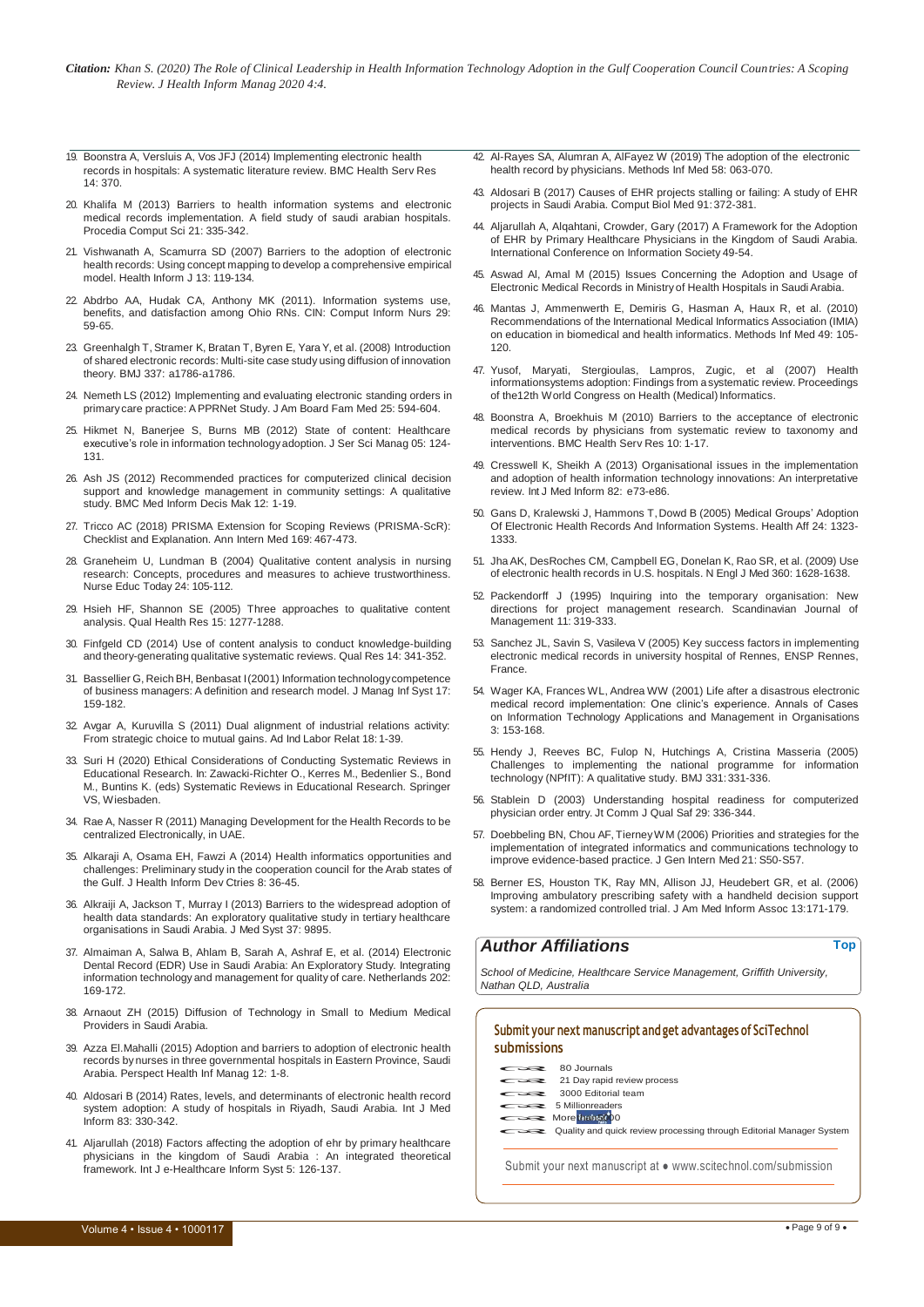19. Boonstra A, Versluis A, Vos JFJ (2014) Implementing electronic health records in hospitals: A systematic literature review. BMC Health Serv Res 14: 370.

20. Khalifa M (2013) Barriers to health information systems and electronic medical records implementation. A field study of saudi arabian hospitals. Procedia Comput Sci 21: 335-342.

21. Vishwanath A, Scamurra SD (2007) Barriers to the adoption of electronic health records: Using concept mapping to develop a comprehensive empirical model. Health Inform J 13: 119-134.

22. Abdrbo AA, Hudak CA, Anthony MK (2011). Information systems use, benefits, and datisfaction among Ohio RNs. CIN: Comput Inform Nurs 29: 59-65.

23. Greenhalgh T, Stramer K, Bratan T, Byren E, Yara Y, et al. (2008) Introduction of shared electronic records: Multi-site case study using diffusion of innovation theory. BMJ 337: a1786-a1786.

24. Nemeth LS (2012) Implementing and evaluating electronic standing orders in primary care practice: A PPRNet Study. J Am Board Fam Med 25: 594-604.

25. Hikmet N, Banerjee S, Burns MB (2012) State of content: Healthcare executive's role in information technology adoption. J Ser Sci Manag 05: 124-131.

26. Ash JS (2012) Recommended practices for computerized clinical decision support and knowledge management in community settings: A qualitative study. BMC Med Inform Decis Mak 12: 1-19.

27. Tricco AC (2018) PRISMA Extension for Scoping Reviews (PRISMA-ScR): Checklist and Explanation. Ann Intern Med 169: 467-473.

28. Graneheim U, Lundman B (2004) Qualitative content analysis in nursing research: Concepts, procedures and measures to achieve trustworthiness. Nurse Educ Today 24: 105-112.

29. Hsieh HF, Shannon SE (2005) Three approaches to qualitative content analysis. Qual Health Res 15: 1277-1288.

30. Finfgeld CD (2014) Use of content analysis to conduct knowledge-building and theory-generating qualitative systematic reviews. Qual Res 14: 341-352.

31. Bassellier G, Reich BH, Benbasat I (2001) Information technology competence of business managers: A definition and research model. J Manag Inf Syst 17: 159-182.

32. Avgar A, Kuruvilla S (2011) Dual alignment of industrial relations activity: From strategic choice to mutual gains. Ad Ind Labor Relat 18: 1-39.

33. Suri H (2020) Ethical Considerations of Conducting Systematic Reviews in Educational Research. In: Zawacki-Richter O., Kerres M., Bedenlier S., Bond M., Buntins K. (eds) Systematic Reviews in Educational Research. Springer VS, Wiesbaden.

34. Rae A, Nasser R (2011) Managing Development for the Health Records to be centralized Electronically, in UAE.

35. Alkaraji A, Osama EH, Fawzi A (2014) Health informatics opportunities and challenges: Preliminary study in the cooperation council for the Arab states of the Gulf. J Health Inform Dev Ctries 8: 36-45.

36. Alkraiji A, Jackson T, Murray I (2013) Barriers to the widespread adoption of health data standards: An exploratory qualitative study in tertiary healthcare organisations in Saudi Arabia. J Med Syst 37: 9895.

37. Almaiman A, Salwa B, Ahlam B, Sarah A, Ashraf E, et al. (2014) Electronic Dental Record (EDR) Use in Saudi Arabia: An Exploratory Study. Integrating information technology and management for quality of care. Netherlands 202: 169-172.

38. Arnaout ZH (2015) Diffusion of Technology in Small to Medium Medical Providers in Saudi Arabia.

39. Azza El.Mahalli (2015) Adoption and barriers to adoption of electronic health records by nurses in three governmental hospitals in Eastern Province, Saudi Arabia. Perspect Health Inf Manag 12: 1-8.

40. Aldosari B (2014) Rates, levels, and determinants of electronic health record system adoption: A study of hospitals in Riyadh, Saudi Arabia. Int J Med Inform 83: 330-342.

41. Aljarullah (2018) Factors affecting the adoption of ehr by primary healthcare physicians in the kingdom of Saudi Arabia : An integrated theoretical framework. Int J e-Healthcare Inform Syst 5: 126-137.

42. Al-Rayes SA, Alumran A, AlFayez W (2019) The adoption of the electronic health record by physicians. Methods Inf Med 58: 063-070.

43. Aldosari B (2017) Causes of EHR projects stalling or failing: A study of EHR projects in Saudi Arabia. Comput Biol Med 91: 372-381.

44. Aljarullah A, Alqahtani, Crowder, Gary (2017) A Framework for the Adoption of EHR by Primary Healthcare Physicians in the Kingdom of Saudi Arabia. International Conference on Information Society 49-54.

45. Aswad Al, Amal M (2015) Issues Concerning the Adoption and Usage of Electronic Medical Records in Ministry of Health Hospitals in Saudi Arabia.

46. Mantas J, Ammenwerth E, Demiris G, Hasman A, Haux R, et al. (2010) Recommendations of the International Medical Informatics Association (IMIA) on education in biomedical and health informatics. Methods Inf Med 49: 105-120.

47. Yusof, Maryati, Stergioulas, Lampros, Zugic, et al (2007) Health informationsystems adoption: Findings from a systematic review. Proceedings of the12th World Congress on Health (Medical) Informatics.

48. Boonstra A, Broekhuis M (2010) Barriers to the acceptance of electronic medical records by physicians from systematic review to taxonomy and interventions. BMC Health Serv Res 10: 1-17.

49. Cresswell K, Sheikh A (2013) Organisational issues in the implementation and adoption of health information technology innovations: An interpretative review. Int J Med Inform 82: e73-e86.

50. Gans D, Kralewski J, Hammons T, Dowd B (2005) Medical Groups' Adoption Of Electronic Health Records And Information Systems. Health Aff 24: 1323-1333.

51. Jha AK, DesRoches CM, Campbell EG, Donelan K, Rao SR, et al. (2009) Use of electronic health records in U.S. hospitals. N Engl J Med 360: 1628-1638.

52. Packendorff J (1995) Inquiring into the temporary organisation: New directions for project management research. Scandinavian Journal of Management 11: 319-333.

53. Sanchez JL, Savin S, Vasileva V (2005) Key success factors in implementing electronic medical records in university hospital of Rennes, ENSP Rennes, France.

54. Wager KA, Frances WL, Andrea WW (2001) Life after a disastrous electronic medical record implementation: One clinic's experience. Annals of Cases on Information Technology Applications and Management in Organisations 3: 153-168.

55. Hendy J, Reeves BC, Fulop N, Hutchings A, Cristina Masseria (2005) Challenges to implementing the national programme for information technology (NPfIT): A qualitative study. BMJ 331: 331-336.

56. Stablein D (2003) Understanding hospital readiness for computerized physician order entry. Jt Comm J Qual Saf 29: 336-344.

57. Doebbeling BN, Chou AF, Tierney WM (2006) Priorities and strategies for the implementation of integrated informatics and communications technology to improve evidence-based practice. J Gen Intern Med 21: S50-S57.

58. Berner ES, Houston TK, Ray MN, Allison JJ, Heudebert GR, et al. (2006) Improving ambulatory prescribing safety with a handheld decision support system: a randomized controlled trial. J Am Med Inform Assoc 13:171-179.

## Author Affiliations

*School of Medicine, Healthcare Service Management, Griffith University, Nathan QLD, Australia*

**Submit your next manuscript and get advantages of SciTechnol submissions**

- 80 Journals
- 21 Day rapid review process
- 3000 Editorial team
- 5 Millionreaders
- More than 5000
- Quality and quick review processing through Editorial Manager System

Submit your next manuscript at • www.scitechnol.com/submission